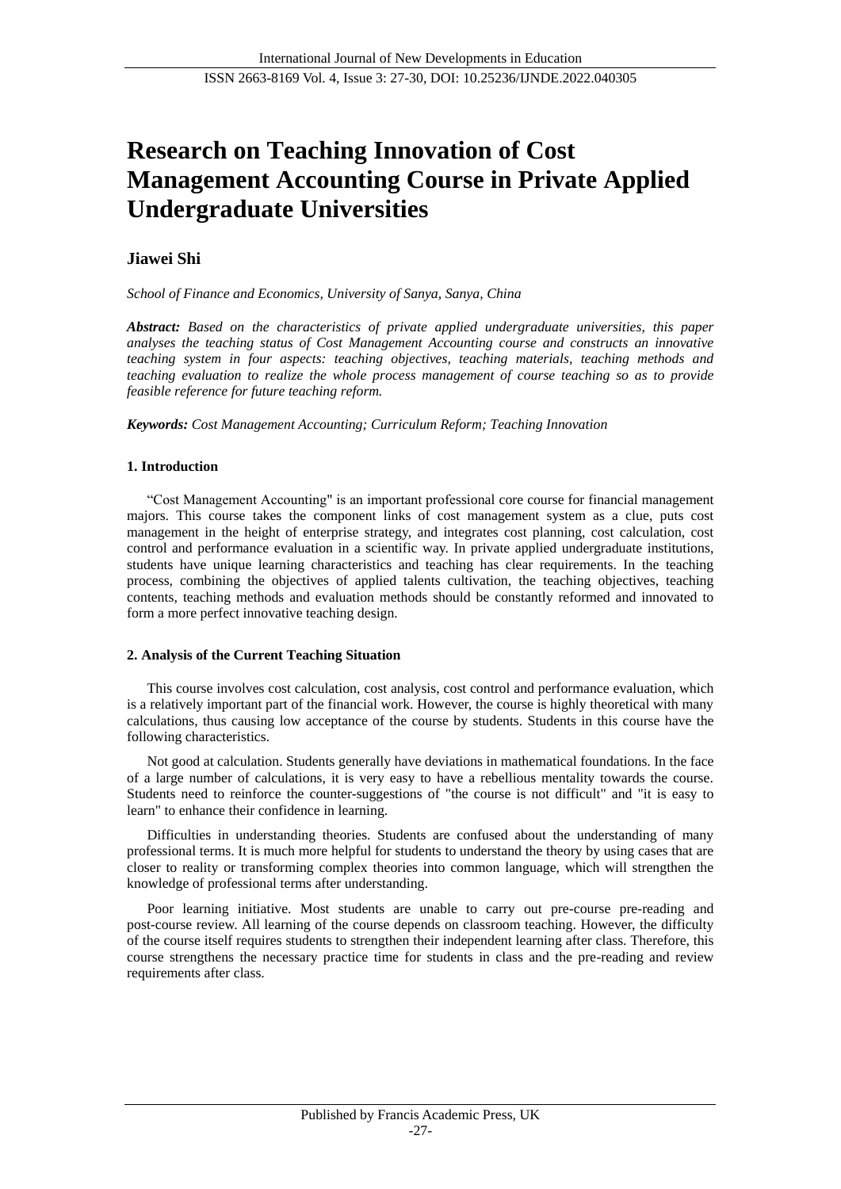# Research on Teaching Innovation of Cost Management Accounting Course in Private Applied Undergraduate Universities

**Jiawei Shi**

*School of Finance and Economics, University of Sanya, Sanya, China*

***Abstract:*** *Based on the characteristics of private applied undergraduate universities, this paper analyses the teaching status of Cost Management Accounting course and constructs an innovative teaching system in four aspects: teaching objectives, teaching materials, teaching methods and teaching evaluation to realize the whole process management of course teaching so as to provide feasible reference for future teaching reform.*

***Keywords:*** *Cost Management Accounting; Curriculum Reform; Teaching Innovation*

## 1. Introduction

“Cost Management Accounting" is an important professional core course for financial management majors. This course takes the component links of cost management system as a clue, puts cost management in the height of enterprise strategy, and integrates cost planning, cost calculation, cost control and performance evaluation in a scientific way. In private applied undergraduate institutions, students have unique learning characteristics and teaching has clear requirements. In the teaching process, combining the objectives of applied talents cultivation, the teaching objectives, teaching contents, teaching methods and evaluation methods should be constantly reformed and innovated to form a more perfect innovative teaching design.

## 2. Analysis of the Current Teaching Situation

This course involves cost calculation, cost analysis, cost control and performance evaluation, which is a relatively important part of the financial work. However, the course is highly theoretical with many calculations, thus causing low acceptance of the course by students. Students in this course have the following characteristics.

Not good at calculation. Students generally have deviations in mathematical foundations. In the face of a large number of calculations, it is very easy to have a rebellious mentality towards the course. Students need to reinforce the counter-suggestions of "the course is not difficult" and "it is easy to learn" to enhance their confidence in learning.

Difficulties in understanding theories. Students are confused about the understanding of many professional terms. It is much more helpful for students to understand the theory by using cases that are closer to reality or transforming complex theories into common language, which will strengthen the knowledge of professional terms after understanding.

Poor learning initiative. Most students are unable to carry out pre-course pre-reading and post-course review. All learning of the course depends on classroom teaching. However, the difficulty of the course itself requires students to strengthen their independent learning after class. Therefore, this course strengthens the necessary practice time for students in class and the pre-reading and review requirements after class.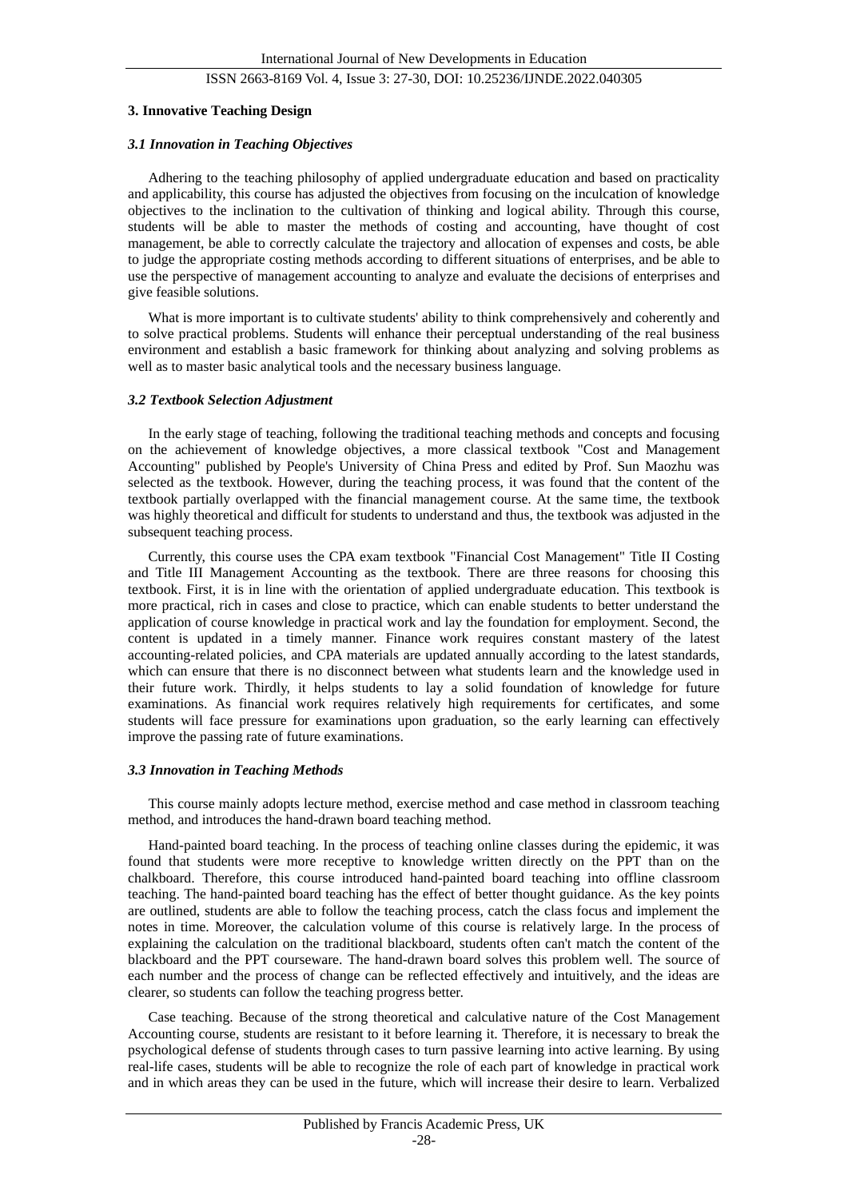## 3. Innovative Teaching Design

### *3.1 Innovation in Teaching Objectives*

Adhering to the teaching philosophy of applied undergraduate education and based on practicality and applicability, this course has adjusted the objectives from focusing on the inculcation of knowledge objectives to the inclination to the cultivation of thinking and logical ability. Through this course, students will be able to master the methods of costing and accounting, have thought of cost management, be able to correctly calculate the trajectory and allocation of expenses and costs, be able to judge the appropriate costing methods according to different situations of enterprises, and be able to use the perspective of management accounting to analyze and evaluate the decisions of enterprises and give feasible solutions.

What is more important is to cultivate students' ability to think comprehensively and coherently and to solve practical problems. Students will enhance their perceptual understanding of the real business environment and establish a basic framework for thinking about analyzing and solving problems as well as to master basic analytical tools and the necessary business language.

### *3.2 Textbook Selection Adjustment*

In the early stage of teaching, following the traditional teaching methods and concepts and focusing on the achievement of knowledge objectives, a more classical textbook "Cost and Management Accounting" published by People's University of China Press and edited by Prof. Sun Maozhu was selected as the textbook. However, during the teaching process, it was found that the content of the textbook partially overlapped with the financial management course. At the same time, the textbook was highly theoretical and difficult for students to understand and thus, the textbook was adjusted in the subsequent teaching process.

Currently, this course uses the CPA exam textbook "Financial Cost Management" Title II Costing and Title III Management Accounting as the textbook. There are three reasons for choosing this textbook. First, it is in line with the orientation of applied undergraduate education. This textbook is more practical, rich in cases and close to practice, which can enable students to better understand the application of course knowledge in practical work and lay the foundation for employment. Second, the content is updated in a timely manner. Finance work requires constant mastery of the latest accounting-related policies, and CPA materials are updated annually according to the latest standards, which can ensure that there is no disconnect between what students learn and the knowledge used in their future work. Thirdly, it helps students to lay a solid foundation of knowledge for future examinations. As financial work requires relatively high requirements for certificates, and some students will face pressure for examinations upon graduation, so the early learning can effectively improve the passing rate of future examinations.

### *3.3 Innovation in Teaching Methods*

This course mainly adopts lecture method, exercise method and case method in classroom teaching method, and introduces the hand-drawn board teaching method.

Hand-painted board teaching. In the process of teaching online classes during the epidemic, it was found that students were more receptive to knowledge written directly on the PPT than on the chalkboard. Therefore, this course introduced hand-painted board teaching into offline classroom teaching. The hand-painted board teaching has the effect of better thought guidance. As the key points are outlined, students are able to follow the teaching process, catch the class focus and implement the notes in time. Moreover, the calculation volume of this course is relatively large. In the process of explaining the calculation on the traditional blackboard, students often can't match the content of the blackboard and the PPT courseware. The hand-drawn board solves this problem well. The source of each number and the process of change can be reflected effectively and intuitively, and the ideas are clearer, so students can follow the teaching progress better.

Case teaching. Because of the strong theoretical and calculative nature of the Cost Management Accounting course, students are resistant to it before learning it. Therefore, it is necessary to break the psychological defense of students through cases to turn passive learning into active learning. By using real-life cases, students will be able to recognize the role of each part of knowledge in practical work and in which areas they can be used in the future, which will increase their desire to learn. Verbalized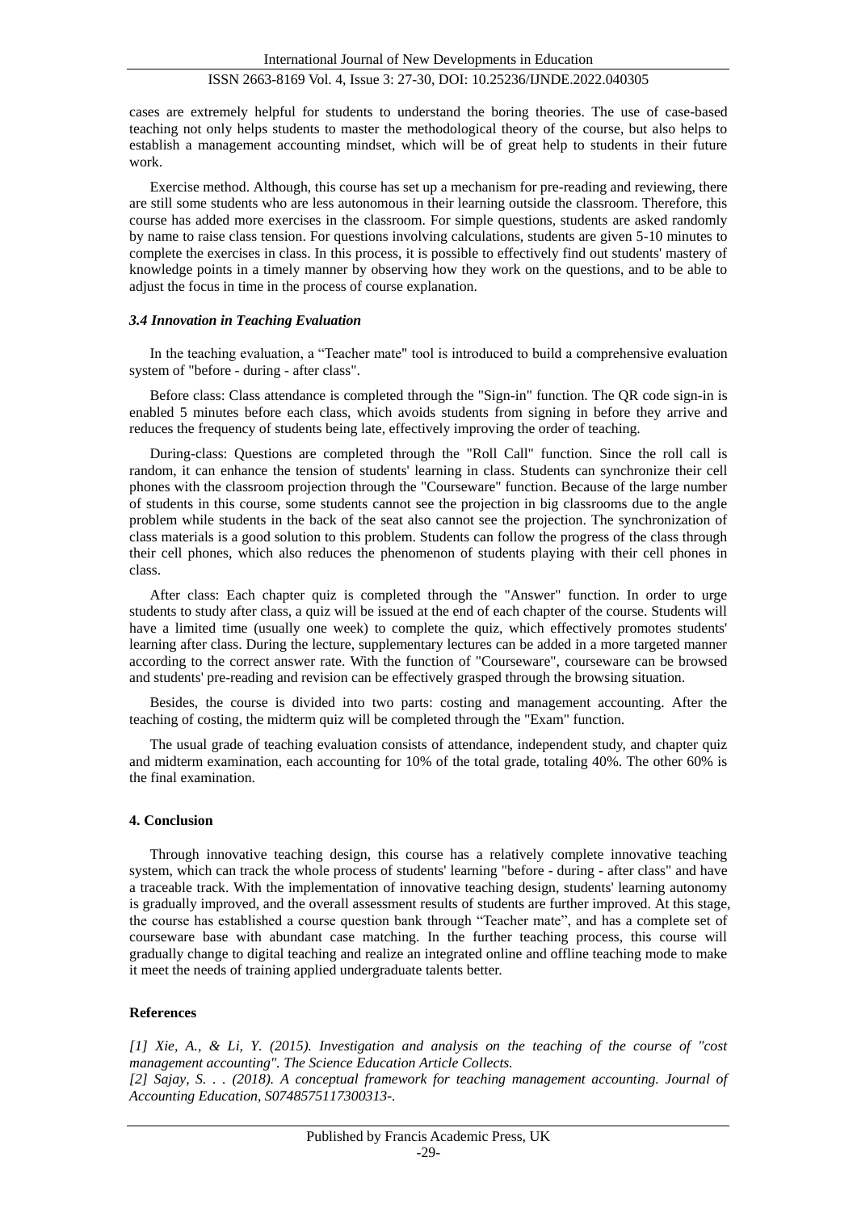cases are extremely helpful for students to understand the boring theories. The use of case-based teaching not only helps students to master the methodological theory of the course, but also helps to establish a management accounting mindset, which will be of great help to students in their future work.

Exercise method. Although, this course has set up a mechanism for pre-reading and reviewing, there are still some students who are less autonomous in their learning outside the classroom. Therefore, this course has added more exercises in the classroom. For simple questions, students are asked randomly by name to raise class tension. For questions involving calculations, students are given 5-10 minutes to complete the exercises in class. In this process, it is possible to effectively find out students' mastery of knowledge points in a timely manner by observing how they work on the questions, and to be able to adjust the focus in time in the process of course explanation.

### *3.4 Innovation in Teaching Evaluation*

In the teaching evaluation, a "Teacher mate" tool is introduced to build a comprehensive evaluation system of "before - during - after class".

Before class: Class attendance is completed through the "Sign-in" function. The QR code sign-in is enabled 5 minutes before each class, which avoids students from signing in before they arrive and reduces the frequency of students being late, effectively improving the order of teaching.

During-class: Questions are completed through the "Roll Call" function. Since the roll call is random, it can enhance the tension of students' learning in class. Students can synchronize their cell phones with the classroom projection through the "Courseware" function. Because of the large number of students in this course, some students cannot see the projection in big classrooms due to the angle problem while students in the back of the seat also cannot see the projection. The synchronization of class materials is a good solution to this problem. Students can follow the progress of the class through their cell phones, which also reduces the phenomenon of students playing with their cell phones in class.

After class: Each chapter quiz is completed through the "Answer" function. In order to urge students to study after class, a quiz will be issued at the end of each chapter of the course. Students will have a limited time (usually one week) to complete the quiz, which effectively promotes students' learning after class. During the lecture, supplementary lectures can be added in a more targeted manner according to the correct answer rate. With the function of "Courseware", courseware can be browsed and students' pre-reading and revision can be effectively grasped through the browsing situation.

Besides, the course is divided into two parts: costing and management accounting. After the teaching of costing, the midterm quiz will be completed through the "Exam" function.

The usual grade of teaching evaluation consists of attendance, independent study, and chapter quiz and midterm examination, each accounting for 10% of the total grade, totaling 40%. The other 60% is the final examination.

## 4. Conclusion

Through innovative teaching design, this course has a relatively complete innovative teaching system, which can track the whole process of students' learning "before - during - after class" and have a traceable track. With the implementation of innovative teaching design, students' learning autonomy is gradually improved, and the overall assessment results of students are further improved. At this stage, the course has established a course question bank through "Teacher mate", and has a complete set of courseware base with abundant case matching. In the further teaching process, this course will gradually change to digital teaching and realize an integrated online and offline teaching mode to make it meet the needs of training applied undergraduate talents better.

## References

*[1] Xie, A., & Li, Y. (2015). Investigation and analysis on the teaching of the course of "cost management accounting". The Science Education Article Collects.*

*[2] Sajay, S. . . (2018). A conceptual framework for teaching management accounting. Journal of Accounting Education, S0748575117300313-.*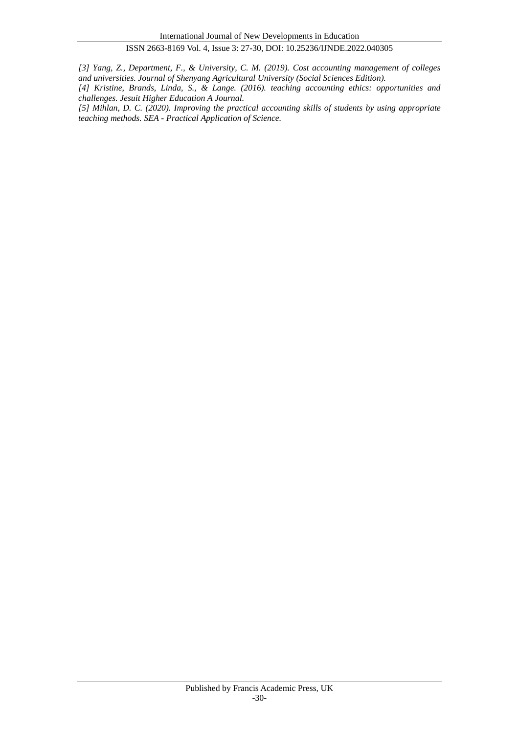*[3] Yang, Z., Department, F., & University, C. M. (2019). Cost accounting management of colleges and universities. Journal of Shenyang Agricultural University (Social Sciences Edition).*

*[4] Kristine, Brands, Linda, S., & Lange. (2016). teaching accounting ethics: opportunities and challenges. Jesuit Higher Education A Journal.*

*[5] Mihlan, D. C. (2020). Improving the practical accounting skills of students by using appropriate teaching methods. SEA - Practical Application of Science.*